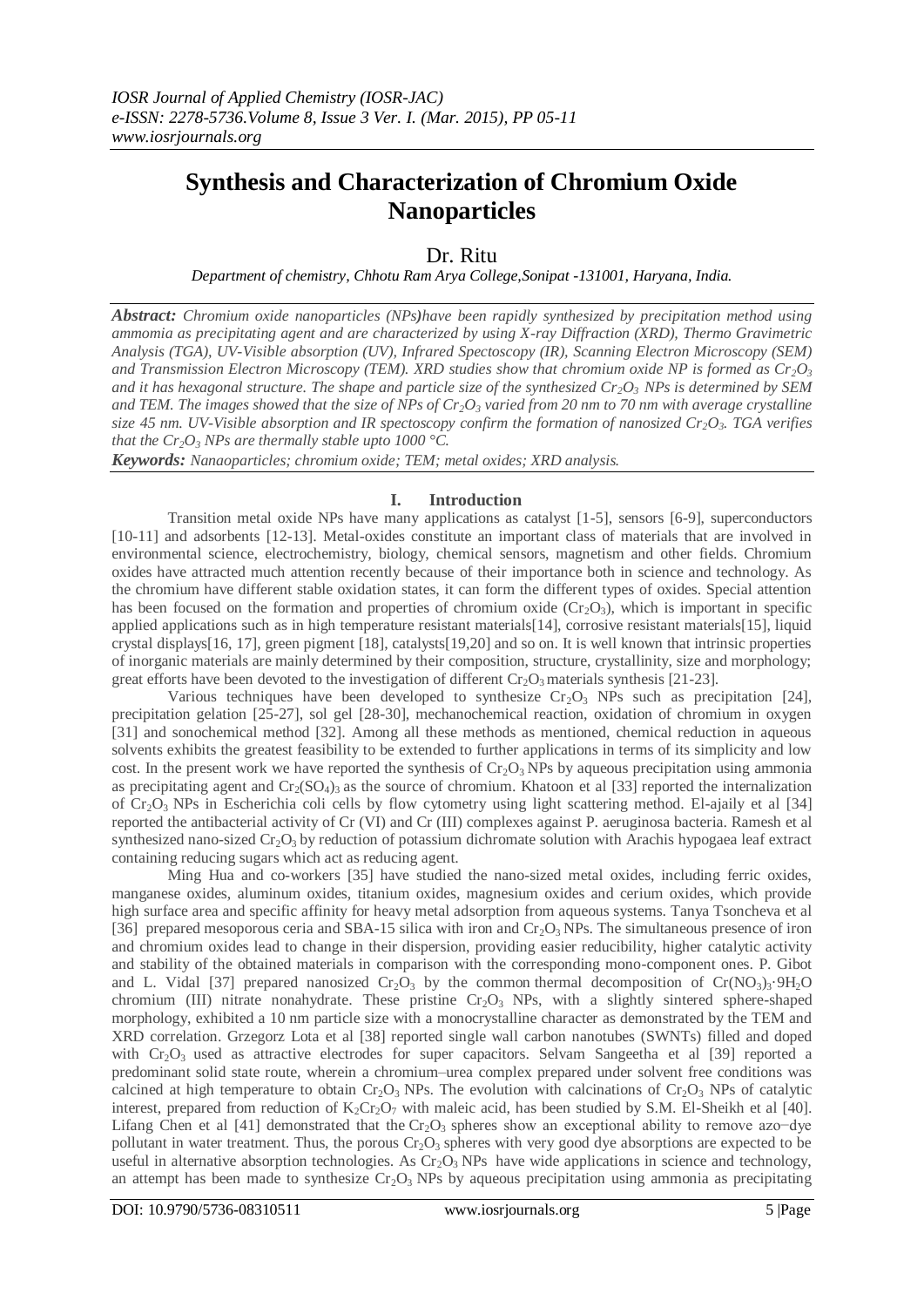# Synthesis and Characterization of Chromium Oxide Nanoparticles

Dr. Ritu

*Department of chemistry, Chhotu Ram Arya College,Sonipat -131001, Haryana, India.*

***Abstract:*** *Chromium oxide nanoparticles (NPs)have been rapidly synthesized by precipitation method using ammonia as precipitating agent and are characterized by using X-ray Diffraction (XRD), Thermo Gravimetric Analysis (TGA), UV-Visible absorption (UV), Infrared Spectoscopy (IR), Scanning Electron Microscopy (SEM) and Transmission Electron Microscopy (TEM). XRD studies show that chromium oxide NP is formed as $Cr_2O_3$ and it has hexagonal structure. The shape and particle size of the synthesized $Cr_2O_3$ NPs is determined by SEM and TEM. The images showed that the size of NPs of $Cr_2O_3$ varied from 20 nm to 70 nm with average crystalline size 45 nm. UV-Visible absorption and IR spectoscopy confirm the formation of nanosized $Cr_2O_3$. TGA verifies that the $Cr_2O_3$ NPs are thermally stable upto 1000 °C.*

***Keywords:*** *Nanaoparticles; chromium oxide; TEM; metal oxides; XRD analysis.*

## I. Introduction

Transition metal oxide NPs have many applications as catalyst [1-5], sensors [6-9], superconductors [10-11] and adsorbents [12-13]. Metal-oxides constitute an important class of materials that are involved in environmental science, electrochemistry, biology, chemical sensors, magnetism and other fields. Chromium oxides have attracted much attention recently because of their importance both in science and technology. As the chromium have different stable oxidation states, it can form the different types of oxides. Special attention has been focused on the formation and properties of chromium oxide ($Cr_2O_3$), which is important in specific applied applications such as in high temperature resistant materials[14], corrosive resistant materials[15], liquid crystal displays[16, 17], green pigment [18], catalysts[19,20] and so on. It is well known that intrinsic properties of inorganic materials are mainly determined by their composition, structure, crystallinity, size and morphology; great efforts have been devoted to the investigation of different $Cr_2O_3$ materials synthesis [21-23].

Various techniques have been developed to synthesize $Cr_2O_3$ NPs such as precipitation [24], precipitation gelation [25-27], sol gel [28-30], mechanochemical reaction, oxidation of chromium in oxygen [31] and sonochemical method [32]. Among all these methods as mentioned, chemical reduction in aqueous solvents exhibits the greatest feasibility to be extended to further applications in terms of its simplicity and low cost. In the present work we have reported the synthesis of $Cr_2O_3$ NPs by aqueous precipitation using ammonia as precipitating agent and $Cr_2(SO_4)_3$ as the source of chromium. Khatoon et al [33] reported the internalization of $Cr_2O_3$ NPs in Escherichia coli cells by flow cytometry using light scattering method. El-ajaily et al [34] reported the antibacterial activity of Cr (VI) and Cr (III) complexes against P. aeruginosa bacteria. Ramesh et al synthesized nano-sized $Cr_2O_3$ by reduction of potassium dichromate solution with Arachis hypogaea leaf extract containing reducing sugars which act as reducing agent.

Ming Hua and co-workers [35] have studied the nano-sized metal oxides, including ferric oxides, manganese oxides, aluminum oxides, titanium oxides, magnesium oxides and cerium oxides, which provide high surface area and specific affinity for heavy metal adsorption from aqueous systems. Tanya Tsoncheva et al [36] prepared mesoporous ceria and SBA-15 silica with iron and $Cr_2O_3$ NPs. The simultaneous presence of iron and chromium oxides lead to change in their dispersion, providing easier reducibility, higher catalytic activity and stability of the obtained materials in comparison with the corresponding mono-component ones. P. Gibot and L. Vidal [37] prepared nanosized $Cr_2O_3$ by the common thermal decomposition of $Cr(NO_3)_3{\cdot}9H_2O$ chromium (III) nitrate nonahydrate. These pristine $Cr_2O_3$ NPs, with a slightly sintered sphere-shaped morphology, exhibited a 10 nm particle size with a monocrystalline character as demonstrated by the TEM and XRD correlation. Grzegorz Lota et al [38] reported single wall carbon nanotubes (SWNTs) filled and doped with $Cr_2O_3$ used as attractive electrodes for super capacitors. Selvam Sangeetha et al [39] reported a predominant solid state route, wherein a chromium–urea complex prepared under solvent free conditions was calcined at high temperature to obtain $Cr_2O_3$ NPs. The evolution with calcinations of $Cr_2O_3$ NPs of catalytic interest, prepared from reduction of $K_2Cr_2O_7$ with maleic acid, has been studied by S.M. El-Sheikh et al [40]. Lifang Chen et al [41] demonstrated that the $Cr_2O_3$ spheres show an exceptional ability to remove azo−dye pollutant in water treatment. Thus, the porous $Cr_2O_3$ spheres with very good dye absorptions are expected to be useful in alternative absorption technologies. As $Cr_2O_3$ NPs have wide applications in science and technology, an attempt has been made to synthesize $Cr_2O_3$ NPs by aqueous precipitation using ammonia as precipitating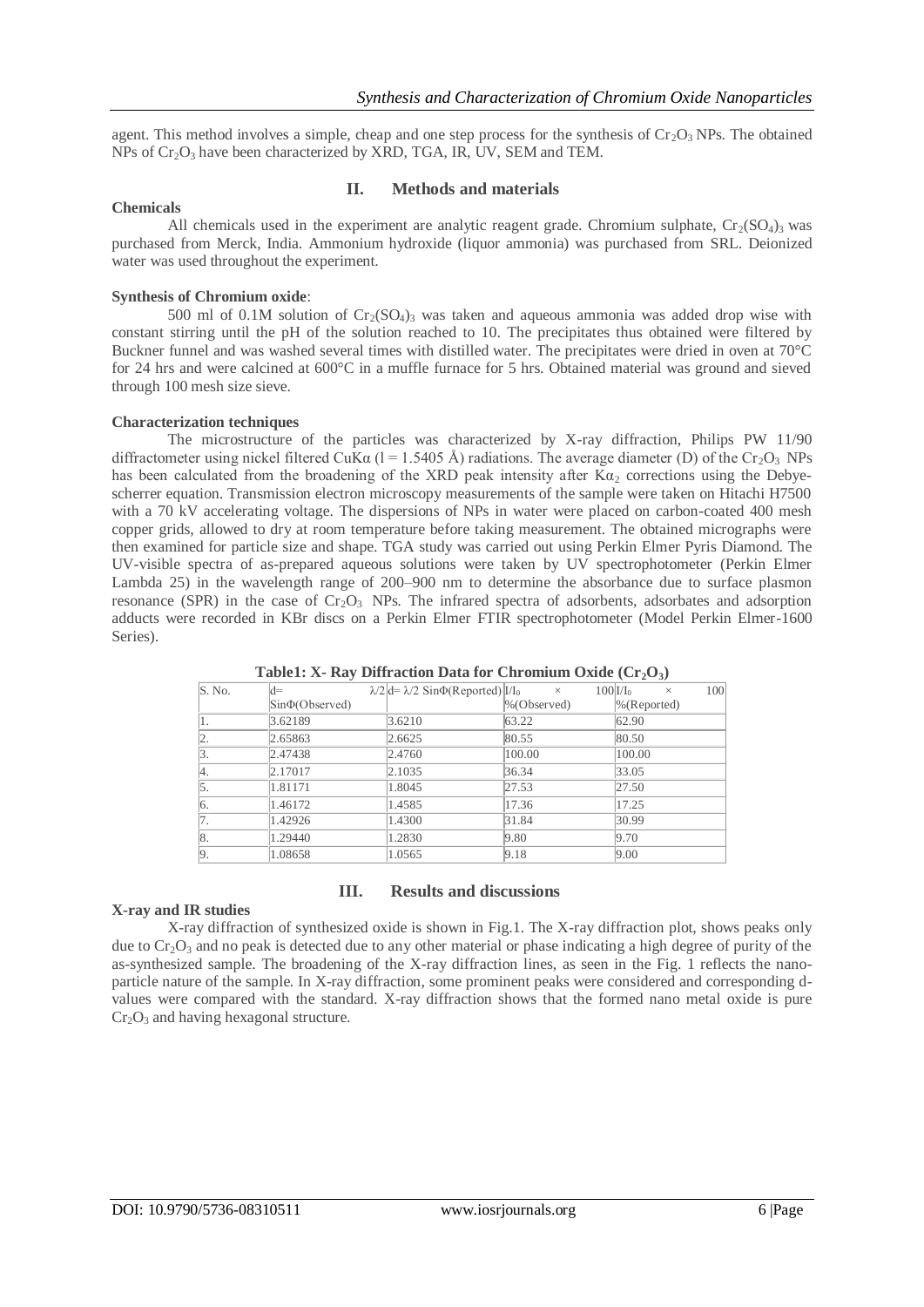agent. This method involves a simple, cheap and one step process for the synthesis of $Cr_2O_3$ NPs. The obtained NPs of $Cr_2O_3$ have been characterized by XRD, TGA, IR, UV, SEM and TEM.

## II. Methods and materials

**Chemicals**

All chemicals used in the experiment are analytic reagent grade. Chromium sulphate, $Cr_2(SO_4)_3$ was purchased from Merck, India. Ammonium hydroxide (liquor ammonia) was purchased from SRL. Deionized water was used throughout the experiment.

**Synthesis of Chromium oxide**:

500 ml of 0.1M solution of $Cr_2(SO_4)_3$ was taken and aqueous ammonia was added drop wise with constant stirring until the pH of the solution reached to 10. The precipitates thus obtained were filtered by Buckner funnel and was washed several times with distilled water. The precipitates were dried in oven at 70°C for 24 hrs and were calcined at 600°C in a muffle furnace for 5 hrs. Obtained material was ground and sieved through 100 mesh size sieve.

**Characterization techniques**

The microstructure of the particles was characterized by X-ray diffraction, Philips PW 11/90 diffractometer using nickel filtered CuKα (l = 1.5405 Å) radiations. The average diameter (D) of the $Cr_2O_3$ NPs has been calculated from the broadening of the XRD peak intensity after $K\alpha_2$ corrections using the Debye-scherrer equation. Transmission electron microscopy measurements of the sample were taken on Hitachi H7500 with a 70 kV accelerating voltage. The dispersions of NPs in water were placed on carbon-coated 400 mesh copper grids, allowed to dry at room temperature before taking measurement. The obtained micrographs were then examined for particle size and shape. TGA study was carried out using Perkin Elmer Pyris Diamond. The UV-visible spectra of as-prepared aqueous solutions were taken by UV spectrophotometer (Perkin Elmer Lambda 25) in the wavelength range of 200–900 nm to determine the absorbance due to surface plasmon resonance (SPR) in the case of $Cr_2O_3$ NPs. The infrared spectra of adsorbents, adsorbates and adsorption adducts were recorded in KBr discs on a Perkin Elmer FTIR spectrophotometer (Model Perkin Elmer-1600 Series).

**Table1: X- Ray Diffraction Data for Chromium Oxide ($Cr_2O_3$)**

| S. No. | d= λ/2 SinΦ(Observed) | d= λ/2 SinΦ(Reported) | $I/I_0$ × 100 %(Observed) | $I/I_0$ × 100 %(Reported) |
|---|---|---|---|---|
| 1. | 3.62189 | 3.6210 | 63.22 | 62.90 |
| 2. | 2.65863 | 2.6625 | 80.55 | 80.50 |
| 3. | 2.47438 | 2.4760 | 100.00 | 100.00 |
| 4. | 2.17017 | 2.1035 | 36.34 | 33.05 |
| 5. | 1.81171 | 1.8045 | 27.53 | 27.50 |
| 6. | 1.46172 | 1.4585 | 17.36 | 17.25 |
| 7. | 1.42926 | 1.4300 | 31.84 | 30.99 |
| 8. | 1.29440 | 1.2830 | 9.80 | 9.70 |
| 9. | 1.08658 | 1.0565 | 9.18 | 9.00 |

## III. Results and discussions

**X-ray and IR studies**

X-ray diffraction of synthesized oxide is shown in Fig.1. The X-ray diffraction plot, shows peaks only due to $Cr_2O_3$ and no peak is detected due to any other material or phase indicating a high degree of purity of the as-synthesized sample. The broadening of the X-ray diffraction lines, as seen in the Fig. 1 reflects the nano-particle nature of the sample. In X-ray diffraction, some prominent peaks were considered and corresponding d-values were compared with the standard. X-ray diffraction shows that the formed nano metal oxide is pure $Cr_2O_3$ and having hexagonal structure.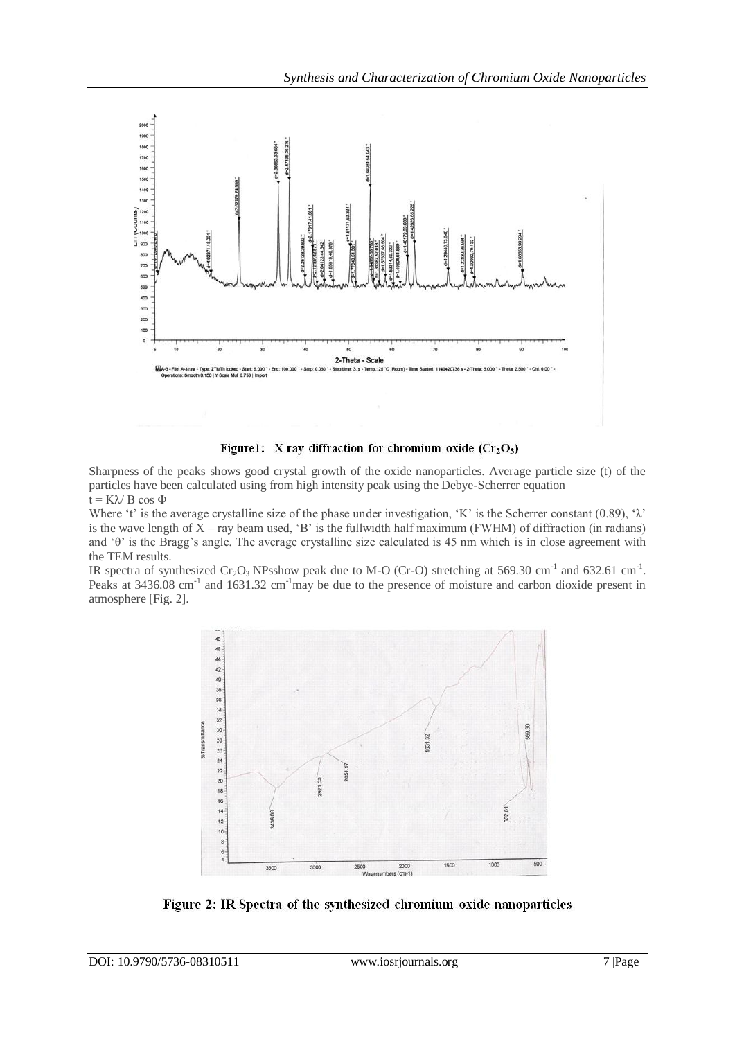Figure1: X-ray diffraction for chromium oxide ($Cr_2O_3$)

Sharpness of the peaks shows good crystal growth of the oxide nanoparticles. Average particle size (t) of the particles have been calculated using from high intensity peak using the Debye-Scherrer equation

$t = K\lambda / B \cos \Phi$

Where 't' is the average crystalline size of the phase under investigation, 'K' is the Scherrer constant (0.89), 'λ' is the wave length of X – ray beam used, 'B' is the fullwidth half maximum (FWHM) of diffraction (in radians) and 'θ' is the Bragg's angle. The average crystalline size calculated is 45 nm which is in close agreement with the TEM results.

IR spectra of synthesized $Cr_2O_3$ NPsshow peak due to M-O (Cr-O) stretching at 569.30 $cm^{-1}$ and 632.61 $cm^{-1}$. Peaks at 3436.08 $cm^{-1}$ and 1631.32 $cm^{-1}$may be due to the presence of moisture and carbon dioxide present in atmosphere [Fig. 2].

Figure 2: IR Spectra of the synthesized chromium oxide nanoparticles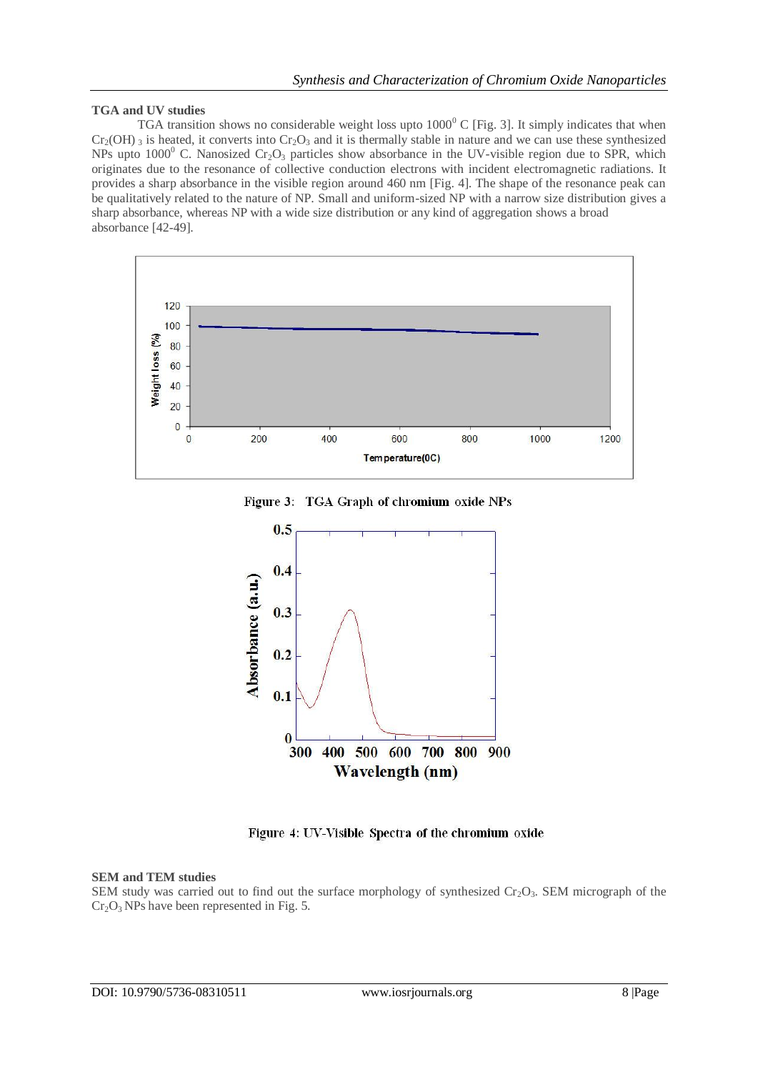**TGA and UV studies**

TGA transition shows no considerable weight loss upto $1000^0$ C [Fig. 3]. It simply indicates that when $Cr_2(OH)_3$ is heated, it converts into $Cr_2O_3$ and it is thermally stable in nature and we can use these synthesized NPs upto $1000^0$ C. Nanosized $Cr_2O_3$ particles show absorbance in the UV-visible region due to SPR, which originates due to the resonance of collective conduction electrons with incident electromagnetic radiations. It provides a sharp absorbance in the visible region around 460 nm [Fig. 4]. The shape of the resonance peak can be qualitatively related to the nature of NP. Small and uniform-sized NP with a narrow size distribution gives a sharp absorbance, whereas NP with a wide size distribution or any kind of aggregation shows a broad absorbance [42-49].

Figure 3: TGA Graph of chromium oxide NPs

Figure 4: UV-Visible Spectra of the chromium oxide

**SEM and TEM studies**

SEM study was carried out to find out the surface morphology of synthesized $Cr_2O_3$. SEM micrograph of the $Cr_2O_3$ NPs have been represented in Fig. 5.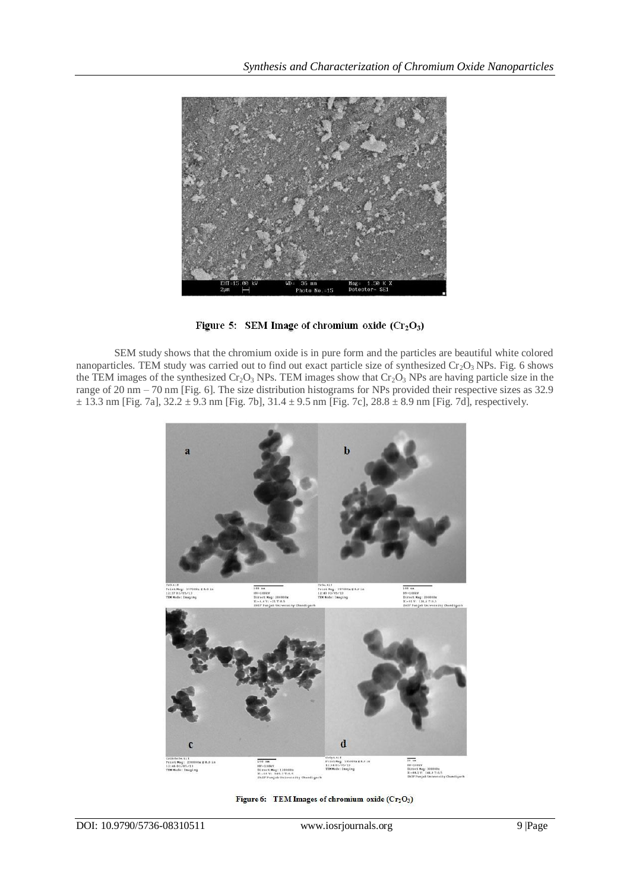Figure 5: SEM Image of chromium oxide ($Cr_2O_3$)

SEM study shows that the chromium oxide is in pure form and the particles are beautiful white colored nanoparticles. TEM study was carried out to find out exact particle size of synthesized $Cr_2O_3$ NPs. Fig. 6 shows the TEM images of the synthesized $Cr_2O_3$ NPs. TEM images show that $Cr_2O_3$ NPs are having particle size in the range of 20 nm – 70 nm [Fig. 6]. The size distribution histograms for NPs provided their respective sizes as 32.9 $\pm$ 13.3 nm [Fig. 7a], 32.2 $\pm$ 9.3 nm [Fig. 7b], 31.4 $\pm$ 9.5 nm [Fig. 7c], 28.8 $\pm$ 8.9 nm [Fig. 7d], respectively.

Figure 6: TEM Images of chromium oxide ($Cr_2O_3$)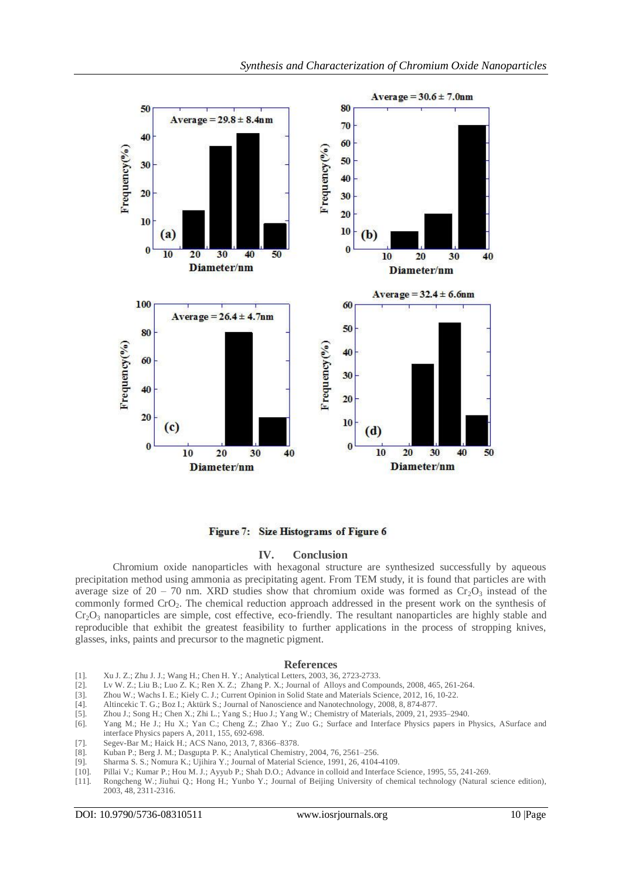Figure 7: Size Histograms of Figure 6

## IV. Conclusion

Chromium oxide nanoparticles with hexagonal structure are synthesized successfully by aqueous precipitation method using ammonia as precipitating agent. From TEM study, it is found that particles are with average size of 20 – 70 nm. XRD studies show that chromium oxide was formed as $Cr_2O_3$ instead of the commonly formed $CrO_2$. The chemical reduction approach addressed in the present work on the synthesis of $Cr_2O_3$ nanoparticles are simple, cost effective, eco-friendly. The resultant nanoparticles are highly stable and reproducible that exhibit the greatest feasibility to further applications in the process of stropping knives, glasses, inks, paints and precursor to the magnetic pigment.

## References

[1]. Xu J. Z.; Zhu J. J.; Wang H.; Chen H. Y.; Analytical Letters, 2003, 36, 2723-2733.
[2]. Lv W. Z.; Liu B.; Luo Z. K.; Ren X. Z.; Zhang P. X.; Journal of Alloys and Compounds, 2008, 465, 261-264.
[3]. Zhou W.; Wachs I. E.; Kiely C. J.; Current Opinion in Solid State and Materials Science, 2012, 16, 10-22.
[4]. Altincekic T. G.; Boz I.; Aktürk S.; Journal of Nanoscience and Nanotechnology, 2008, 8, 874-877.
[5]. Zhou J.; Song H.; Chen X.; Zhi L.; Yang S.; Huo J.; Yang W.; Chemistry of Materials, 2009, 21, 2935–2940.
[6]. Yang M.; He J.; Hu X.; Yan C.; Cheng Z.; Zhao Y.; Zuo G.; Surface and Interface Physics papers in Physics, ASurface and interface Physics papers A, 2011, 155, 692-698.
[7]. Segev-Bar M.; Haick H.; ACS Nano, 2013, 7, 8366–8378.
[8]. Kuban P.; Berg J. M.; Dasgupta P. K.; Analytical Chemistry, 2004, 76, 2561–256.
[9]. Sharma S. S.; Nomura K.; Ujihira Y.; Journal of Material Science, 1991, 26, 4104-4109.
[10]. Pillai V.; Kumar P.; Hou M. J.; Ayyub P.; Shah D.O.; Advance in colloid and Interface Science, 1995, 55, 241-269.
[11]. Rongcheng W.; Jiuhui Q.; Hong H.; Yunbo Y.; Journal of Beijing University of chemical technology (Natural science edition), 2003, 48, 2311-2316.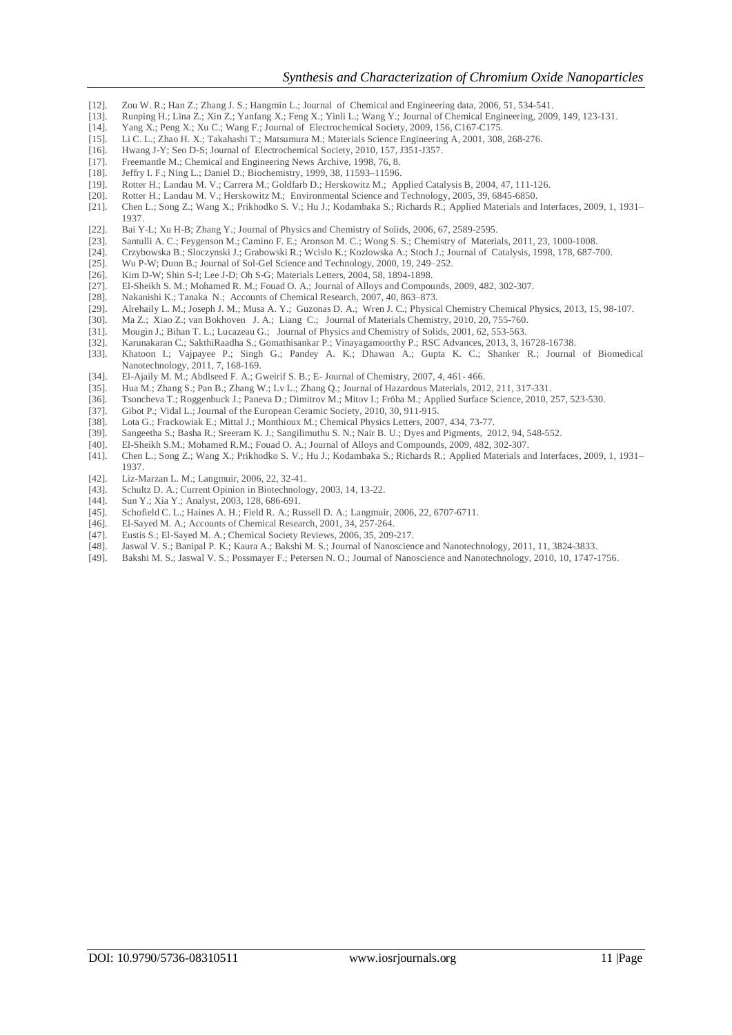[12]. Zou W. R.; Han Z.; Zhang J. S.; Hangmin L.; Journal of Chemical and Engineering data, 2006, 51, 534-541.
[13]. Runping H.; Lina Z.; Xin Z.; Yanfang X.; Feng X.; Yinli L.; Wang Y.; Journal of Chemical Engineering, 2009, 149, 123-131.
[14]. Yang X.; Peng X.; Xu C.; Wang F.; Journal of Electrochemical Society, 2009, 156, C167-C175.
[15]. Li C. L.; Zhao H. X.; Takahashi T.; Matsumura M.; Materials Science Engineering A, 2001, 308, 268-276.
[16]. Hwang J-Y; Seo D-S; Journal of Electrochemical Society, 2010, 157, J351-J357.
[17]. Freemantle M.; Chemical and Engineering News Archive, 1998, 76, 8.
[18]. Jeffry I. F.; Ning L.; Daniel D.; Biochemistry, 1999, 38, 11593–11596.
[19]. Rotter H.; Landau M. V.; Carrera M.; Goldfarb D.; Herskowitz M.; Applied Catalysis B, 2004, 47, 111-126.
[20]. Rotter H.; Landau M. V.; Herskowitz M.; Environmental Science and Technology, 2005, 39, 6845-6850.
[21]. Chen L.; Song Z.; Wang X.; Prikhodko S. V.; Hu J.; Kodambaka S.; Richards R.; Applied Materials and Interfaces, 2009, 1, 1931–1937.
[22]. Bai Y-L; Xu H-B; Zhang Y.; Journal of Physics and Chemistry of Solids, 2006, 67, 2589-2595.
[23]. Santulli A. C.; Feygenson M.; Camino F. E.; Aronson M. C.; Wong S. S.; Chemistry of Materials, 2011, 23, 1000-1008.
[24]. Crzybowska B.; Sloczynski J.; Grabowski R.; Wcislo K.; Kozlowska A.; Stoch J.; Journal of Catalysis, 1998, 178, 687-700.
[25]. Wu P-W; Dunn B.; Journal of Sol-Gel Science and Technology, 2000, 19, 249–252.
[26]. Kim D-W; Shin S-I; Lee J-D; Oh S-G; Materials Letters, 2004, 58, 1894-1898.
[27]. El-Sheikh S. M.; Mohamed R. M.; Fouad O. A.; Journal of Alloys and Compounds, 2009, 482, 302-307.
[28]. Nakanishi K.; Tanaka N.; Accounts of Chemical Research, 2007, 40, 863–873.
[29]. Alrehaily L. M.; Joseph J. M.; Musa A. Y.; Guzonas D. A.; Wren J. C.; Physical Chemistry Chemical Physics, 2013, 15, 98-107.
[30]. Ma Z.; Xiao Z.; van Bokhoven J. A.; Liang C.; Journal of Materials Chemistry, 2010, 20, 755-760.
[31]. Mougin J.; Bihan T. L.; Lucazeau G.; Journal of Physics and Chemistry of Solids, 2001, 62, 553-563.
[32]. Karunakaran C.; SakthiRaadha S.; Gomathisankar P.; Vinayagamoorthy P.; RSC Advances, 2013, 3, 16728-16738.
[33]. Khatoon I.; Vajpayee P.; Singh G.; Pandey A. K.; Dhawan A.; Gupta K. C.; Shanker R.; Journal of Biomedical Nanotechnology, 2011, 7, 168-169.
[34]. El-Ajaily M. M.; Abdlseed F. A.; Gweirif S. B.; E- Journal of Chemistry, 2007, 4, 461- 466.
[35]. Hua M.; Zhang S.; Pan B.; Zhang W.; Lv L.; Zhang Q.; Journal of Hazardous Materials, 2012, 211, 317-331.
[36]. Tsoncheva T.; Roggenbuck J.; Paneva D.; Dimitrov M.; Mitov I.; Fröba M.; Applied Surface Science, 2010, 257, 523-530.
[37]. Gibot P.; Vidal L.; Journal of the European Ceramic Society, 2010, 30, 911-915.
[38]. Lota G.; Frackowiak E.; Mittal J.; Monthioux M.; Chemical Physics Letters, 2007, 434, 73-77.
[39]. Sangeetha S.; Basha R.; Sreeram K. J.; Sangilimuthu S. N.; Nair B. U.; Dyes and Pigments, 2012, 94, 548-552.
[40]. El-Sheikh S.M.; Mohamed R.M.; Fouad O. A.; Journal of Alloys and Compounds, 2009, 482, 302-307.
[41]. Chen L.; Song Z.; Wang X.; Prikhodko S. V.; Hu J.; Kodambaka S.; Richards R.; Applied Materials and Interfaces, 2009, 1, 1931–1937.
[42]. Liz-Marzan L. M.; Langmuir, 2006, 22, 32-41.
[43]. Schultz D. A.; Current Opinion in Biotechnology, 2003, 14, 13-22.
[44]. Sun Y.; Xia Y.; Analyst, 2003, 128, 686-691.
[45]. Schofield C. L.; Haines A. H.; Field R. A.; Russell D. A.; Langmuir, 2006, 22, 6707-6711.
[46]. El-Sayed M. A.; Accounts of Chemical Research, 2001, 34, 257-264.
[47]. Eustis S.; El-Sayed M. A.; Chemical Society Reviews, 2006, 35, 209-217.
[48]. Jaswal V. S.; Banipal P. K.; Kaura A.; Bakshi M. S.; Journal of Nanoscience and Nanotechnology, 2011, 11, 3824-3833.
[49]. Bakshi M. S.; Jaswal V. S.; Possmayer F.; Petersen N. O.; Journal of Nanoscience and Nanotechnology, 2010, 10, 1747-1756.